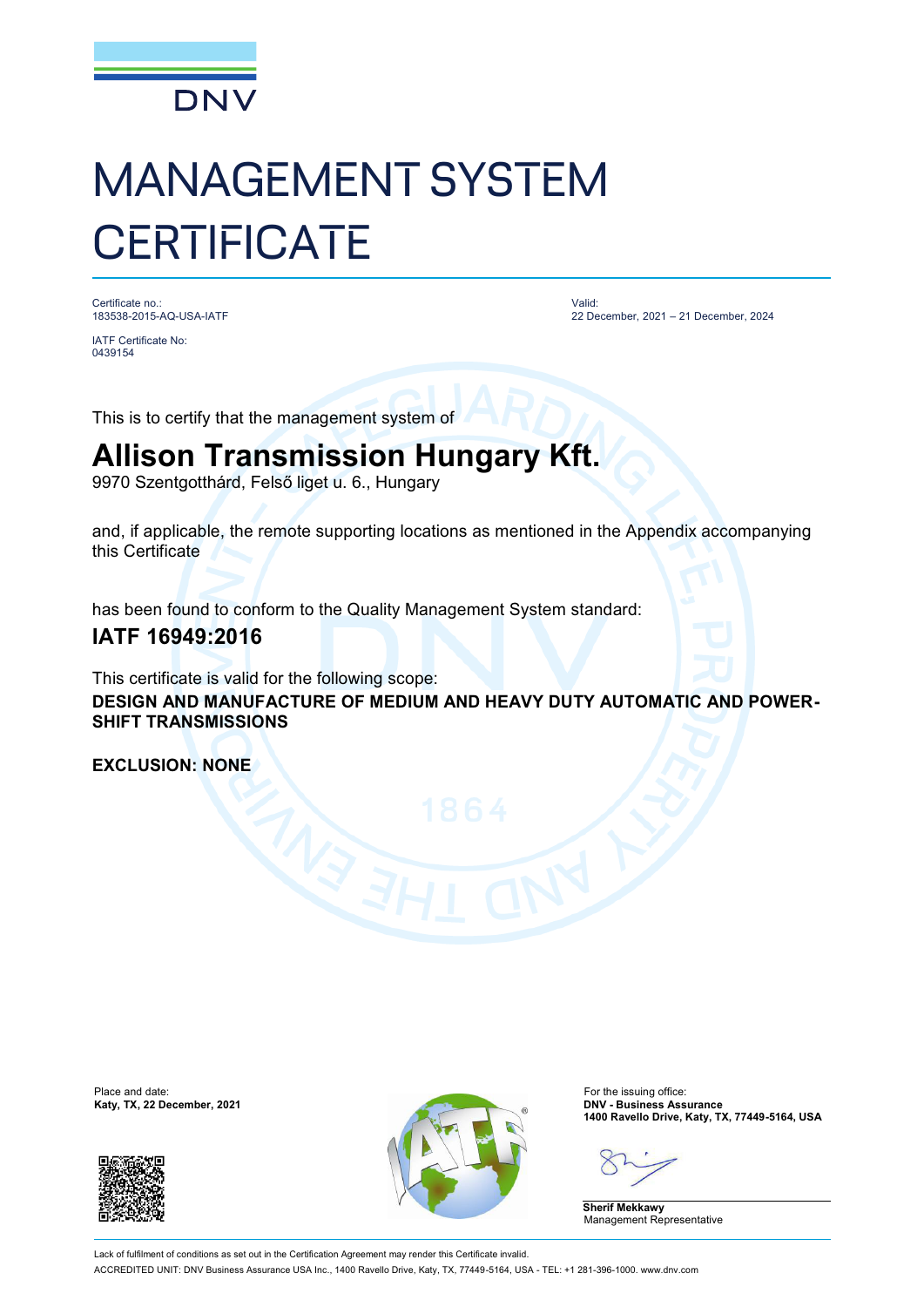DNV

# MANAGEMENT SYSTEM CERTIFICATE

Certificate no.:
183538-2015-AQ-USA-IATF

IATF Certificate No:
0439154

Valid:
22 December, 2021 – 21 December, 2024

This is to certify that the management system of

## Allison Transmission Hungary Kft.

9970 Szentgotthárd, Felső liget u. 6., Hungary

and, if applicable, the remote supporting locations as mentioned in the Appendix accompanying this Certificate

has been found to conform to the Quality Management System standard:

### IATF 16949:2016

This certificate is valid for the following scope:

**DESIGN AND MANUFACTURE OF MEDIUM AND HEAVY DUTY AUTOMATIC AND POWER-SHIFT TRANSMISSIONS**

**EXCLUSION: NONE**

Place and date:
**Katy, TX, 22 December, 2021**

For the issuing office:
**DNV - Business Assurance**
**1400 Ravello Drive, Katy, TX, 77449-5164, USA**

**Sherif Mekkawy**
Management Representative

Lack of fulfilment of conditions as set out in the Certification Agreement may render this Certificate invalid.

ACCREDITED UNIT: DNV Business Assurance USA Inc., 1400 Ravello Drive, Katy, TX, 77449-5164, USA - TEL: +1 281-396-1000. www.dnv.com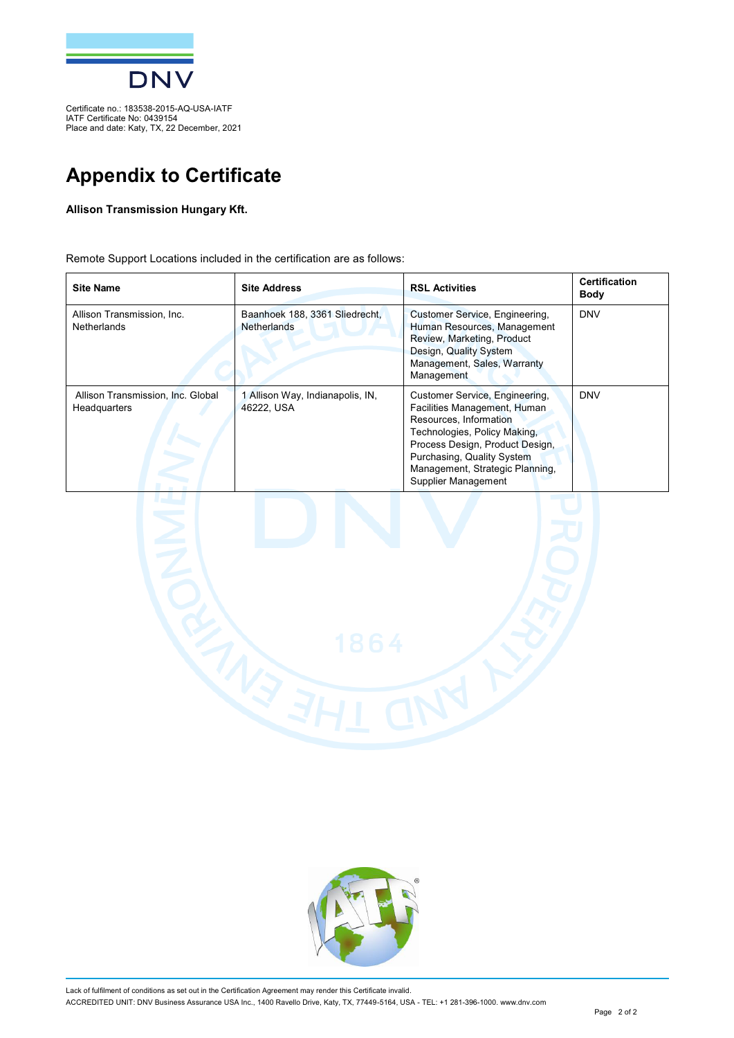Certificate no.: 183538-2015-AQ-USA-IATF
IATF Certificate No: 0439154
Place and date: Katy, TX, 22 December, 2021

# Appendix to Certificate

**Allison Transmission Hungary Kft.**

Remote Support Locations included in the certification are as follows:

| Site Name | Site Address | RSL Activities | Certification Body |
|---|---|---|---|
| Allison Transmission, Inc. Netherlands | Baanhoek 188, 3361 Sliedrecht, Netherlands | Customer Service, Engineering, Human Resources, Management Review, Marketing, Product Design, Quality System Management, Sales, Warranty Management | DNV |
| Allison Transmission, Inc. Global Headquarters | 1 Allison Way, Indianapolis, IN, 46222, USA | Customer Service, Engineering, Facilities Management, Human Resources, Information Technologies, Policy Making, Process Design, Product Design, Purchasing, Quality System Management, Strategic Planning, Supplier Management | DNV |

Lack of fulfilment of conditions as set out in the Certification Agreement may render this Certificate invalid.

ACCREDITED UNIT: DNV Business Assurance USA Inc., 1400 Ravello Drive, Katy, TX, 77449-5164, USA - TEL: +1 281-396-1000. www.dnv.com